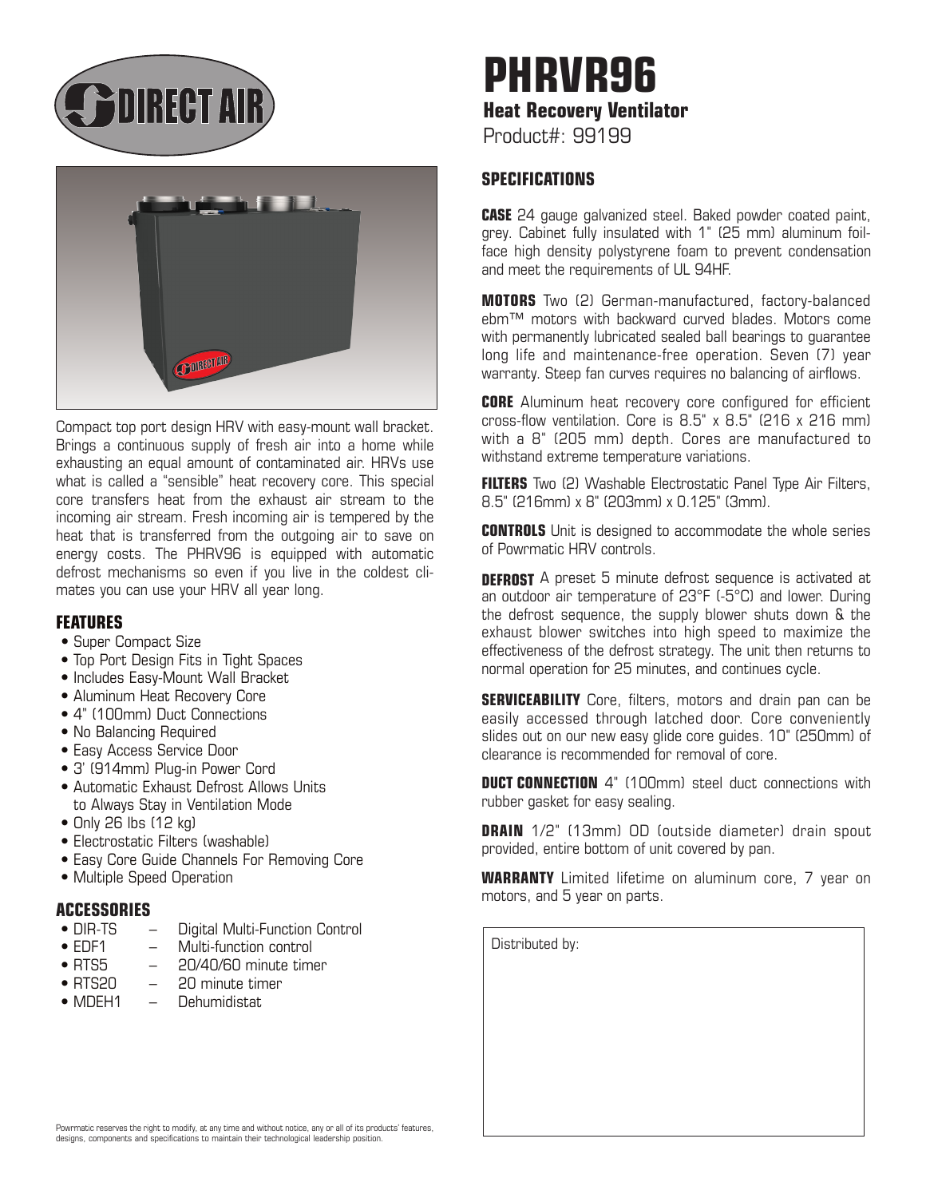# PHRVR96

## Heat Recovery Ventilator

Product#: 99199

Compact top port design HRV with easy-mount wall bracket. Brings a continuous supply of fresh air into a home while exhausting an equal amount of contaminated air. HRVs use what is called a "sensible" heat recovery core. This special core transfers heat from the exhaust air stream to the incoming air stream. Fresh incoming air is tempered by the heat that is transferred from the outgoing air to save on energy costs. The PHRV96 is equipped with automatic defrost mechanisms so even if you live in the coldest climates you can use your HRV all year long.

### FEATURES

- Super Compact Size
- Top Port Design Fits in Tight Spaces
- Includes Easy-Mount Wall Bracket
- Aluminum Heat Recovery Core
- 4" (100mm) Duct Connections
- No Balancing Required
- Easy Access Service Door
- 3' (914mm) Plug-in Power Cord
- Automatic Exhaust Defrost Allows Units to Always Stay in Ventilation Mode
- Only 26 lbs (12 kg)
- Electrostatic Filters (washable)
- Easy Core Guide Channels For Removing Core
- Multiple Speed Operation

### ACCESSORIES

- DIR-TS – Digital Multi-Function Control
- EDF1 – Multi-function control
- RTS5 – 20/40/60 minute timer
- RTS20 – 20 minute timer
- MDEH1 – Dehumidistat

### SPECIFICATIONS

**CASE** 24 gauge galvanized steel. Baked powder coated paint, grey. Cabinet fully insulated with 1" (25 mm) aluminum foil-face high density polystyrene foam to prevent condensation and meet the requirements of UL 94HF.

**MOTORS** Two (2) German-manufactured, factory-balanced ebm™ motors with backward curved blades. Motors come with permanently lubricated sealed ball bearings to guarantee long life and maintenance-free operation. Seven (7) year warranty. Steep fan curves requires no balancing of airflows.

**CORE** Aluminum heat recovery core configured for efficient cross-flow ventilation. Core is 8.5" x 8.5" (216 x 216 mm) with a 8" (205 mm) depth. Cores are manufactured to withstand extreme temperature variations.

**FILTERS** Two (2) Washable Electrostatic Panel Type Air Filters, 8.5" (216mm) x 8" (203mm) x 0.125" (3mm).

**CONTROLS** Unit is designed to accommodate the whole series of Powrmatic HRV controls.

**DEFROST** A preset 5 minute defrost sequence is activated at an outdoor air temperature of 23°F (-5°C) and lower. During the defrost sequence, the supply blower shuts down & the exhaust blower switches into high speed to maximize the effectiveness of the defrost strategy. The unit then returns to normal operation for 25 minutes, and continues cycle.

**SERVICEABILITY** Core, filters, motors and drain pan can be easily accessed through latched door. Core conveniently slides out on our new easy glide core guides. 10" (250mm) of clearance is recommended for removal of core.

**DUCT CONNECTION** 4" (100mm) steel duct connections with rubber gasket for easy sealing.

**DRAIN** 1/2" (13mm) OD (outside diameter) drain spout provided, entire bottom of unit covered by pan.

**WARRANTY** Limited lifetime on aluminum core, 7 year on motors, and 5 year on parts.

Distributed by:

Powrmatic reserves the right to modify, at any time and without notice, any or all of its products' features, designs, components and specifications to maintain their technological leadership position.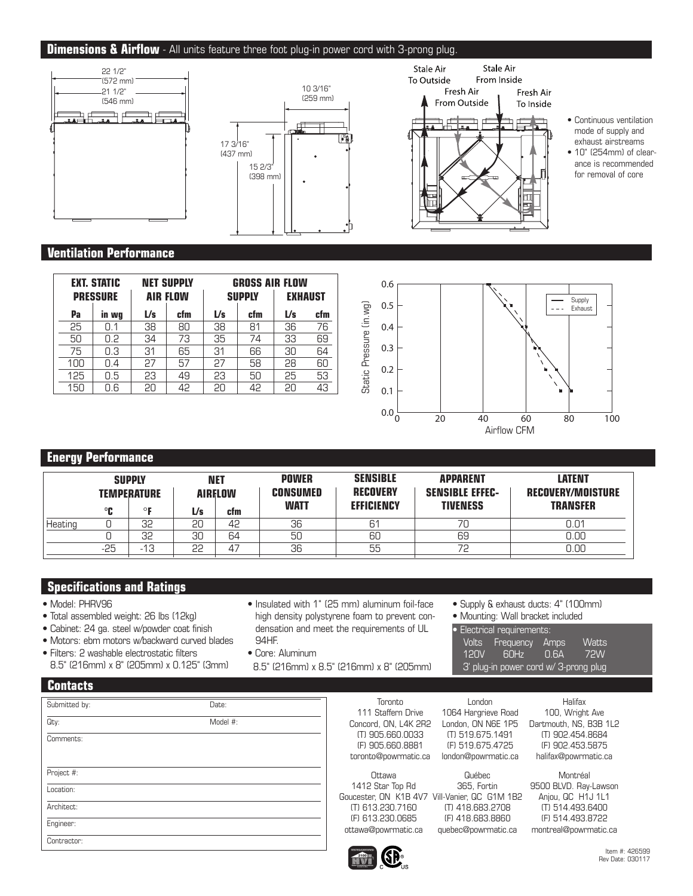## Dimensions & Airflow - All units feature three foot plug-in power cord with 3-prong plug.

22 1/2"
(572 mm)
21 1/2"
(546 mm)

10 3/16"
(259 mm)
17 3/16"
(437 mm)
15 2/3"
(398 mm)

Stale Air
To Outside
Stale Air
From Inside
Fresh Air
From Outside
Fresh Air
To Inside

- Continuous ventilation mode of supply and exhaust airstreams
- 10" (254mm) of clearance is recommended for removal of core

## Ventilation Performance

| EXT. STATIC PRESSURE | | NET SUPPLY AIR FLOW | | GROSS AIR FLOW | | | |
|---|---|---|---|---|---|---|---|
| | | | | SUPPLY | | EXHAUST | |
| Pa | in wg | L/s | cfm | L/s | cfm | L/s | cfm |
| 25 | 0.1 | 38 | 80 | 38 | 81 | 36 | 76 |
| 50 | 0.2 | 34 | 73 | 35 | 74 | 33 | 69 |
| 75 | 0.3 | 31 | 65 | 31 | 66 | 30 | 64 |
| 100 | 0.4 | 27 | 57 | 27 | 58 | 28 | 60 |
| 125 | 0.5 | 23 | 49 | 23 | 50 | 25 | 53 |
| 150 | 0.6 | 20 | 42 | 20 | 42 | 20 | 43 |

Static Pressure (in.wg)
0.6
0.5
0.4
0.3
0.2
0.1
0.0
0 20 40 60 80 100
Airflow CFM
Supply
Exhaust

## Energy Performance

| | SUPPLY TEMPERATURE | | NET AIRFLOW | | POWER CONSUMED WATT | SENSIBLE RECOVERY EFFICIENCY | APPARENT SENSIBLE EFFECTIVENESS | LATENT RECOVERY/MOISTURE TRANSFER |
|---|---|---|---|---|---|---|---|---|
| | °C | °F | L/s | cfm | | | | |
| Heating | 0 | 32 | 20 | 42 | 36 | 61 | 70 | 0.01 |
| | 0 | 32 | 30 | 64 | 50 | 60 | 69 | 0.00 |
| | -25 | -13 | 22 | 47 | 36 | 55 | 72 | 0.00 |

## Specifications and Ratings

- Model: PHRV96
- Total assembled weight: 26 lbs (12kg)
- Cabinet: 24 ga. steel w/powder coat finish
- Motors: ebm motors w/backward curved blades
- Filters: 2 washable electrostatic filters 8.5" (216mm) x 8" (205mm) x 0.125" (3mm)
- Insulated with 1" (25 mm) aluminum foil-face high density polystyrene foam to prevent condensation and meet the requirements of UL 94HF.
- Core: Aluminum 8.5" (216mm) x 8.5" (216mm) x 8" (205mm)
- Supply & exhaust ducts: 4" (100mm)
- Mounting: Wall bracket included
- Electrical requirements:

| Volts | Frequency | Amps | Watts |
|---|---|---|---|
| 120V | 60Hz | 0.6A | 72W |

3' plug-in power cord w/ 3-prong plug

## Contacts

Submitted by: Date:
Qty: Model #:
Comments:
Project #:
Location:
Architect:
Engineer:
Contractor:

**Toronto**
111 Staffern Drive
Concord, ON, L4K 2R2
(T) 905.660.0033
(F) 905.660.8881
toronto@powrmatic.ca

**London**
1064 Hargrieve Road
London, ON N6E 1P5
(T) 519.675.1491
(F) 519.675.4725
london@powrmatic.ca

**Halifax**
100, Wright Ave
Dartmouth, NS, B3B 1L2
(T) 902.454.8684
(F) 902.453.5875
halifax@powrmatic.ca

**Ottawa**
1412 Star Top Rd
Goucester, ON K1B 4V7
(T) 613.230.7160
(F) 613.230.0685
ottawa@powrmatic.ca

**Québec**
365, Fortin
Vill-Vanier, QC G1M 1B2
(T) 418.683.2708
(F) 418.683.8860
quebec@powrmatic.ca

**Montréal**
9500 BLVD. Ray-Lawson
Anjou, QC H1J 1L1
(T) 514.493.6400
(F) 514.493.8722
montreal@powrmatic.ca

Item #: 426599
Rev Date: 030117